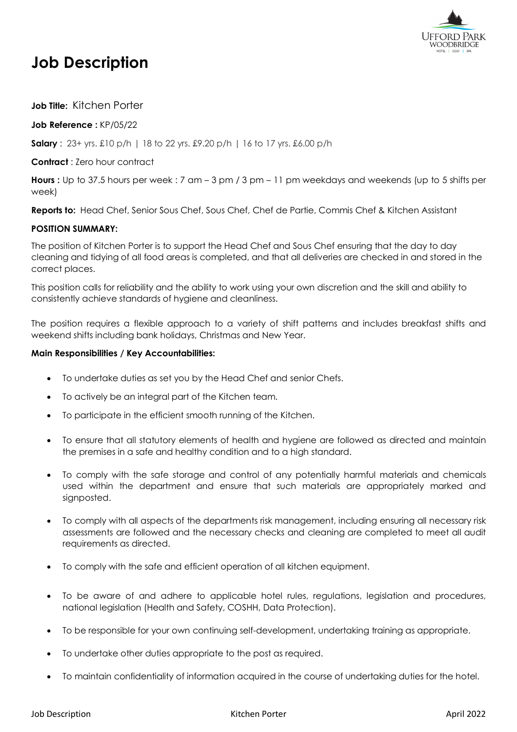# Job Description

**Job Title:** Kitchen Porter

**Job Reference :** KP/05/22

**Salary** : 23+ yrs. £10 p/h | 18 to 22 yrs. £9.20 p/h | 16 to 17 yrs. £6.00 p/h

**Contract** : Zero hour contract

**Hours :** Up to 37.5 hours per week : 7 am – 3 pm / 3 pm – 11 pm weekdays and weekends (up to 5 shifts per week)

**Reports to:** Head Chef, Senior Sous Chef, Sous Chef, Chef de Partie, Commis Chef & Kitchen Assistant

**POSITION SUMMARY:**

The position of Kitchen Porter is to support the Head Chef and Sous Chef ensuring that the day to day cleaning and tidying of all food areas is completed, and that all deliveries are checked in and stored in the correct places.

This position calls for reliability and the ability to work using your own discretion and the skill and ability to consistently achieve standards of hygiene and cleanliness.

The position requires a flexible approach to a variety of shift patterns and includes breakfast shifts and weekend shifts including bank holidays, Christmas and New Year.

**Main Responsibilities / Key Accountabilities:**

- To undertake duties as set you by the Head Chef and senior Chefs.
- To actively be an integral part of the Kitchen team.
- To participate in the efficient smooth running of the Kitchen.
- To ensure that all statutory elements of health and hygiene are followed as directed and maintain the premises in a safe and healthy condition and to a high standard.
- To comply with the safe storage and control of any potentially harmful materials and chemicals used within the department and ensure that such materials are appropriately marked and signposted.
- To comply with all aspects of the departments risk management, including ensuring all necessary risk assessments are followed and the necessary checks and cleaning are completed to meet all audit requirements as directed.
- To comply with the safe and efficient operation of all kitchen equipment.
- To be aware of and adhere to applicable hotel rules, regulations, legislation and procedures, national legislation (Health and Safety, COSHH, Data Protection).
- To be responsible for your own continuing self-development, undertaking training as appropriate.
- To undertake other duties appropriate to the post as required.
- To maintain confidentiality of information acquired in the course of undertaking duties for the hotel.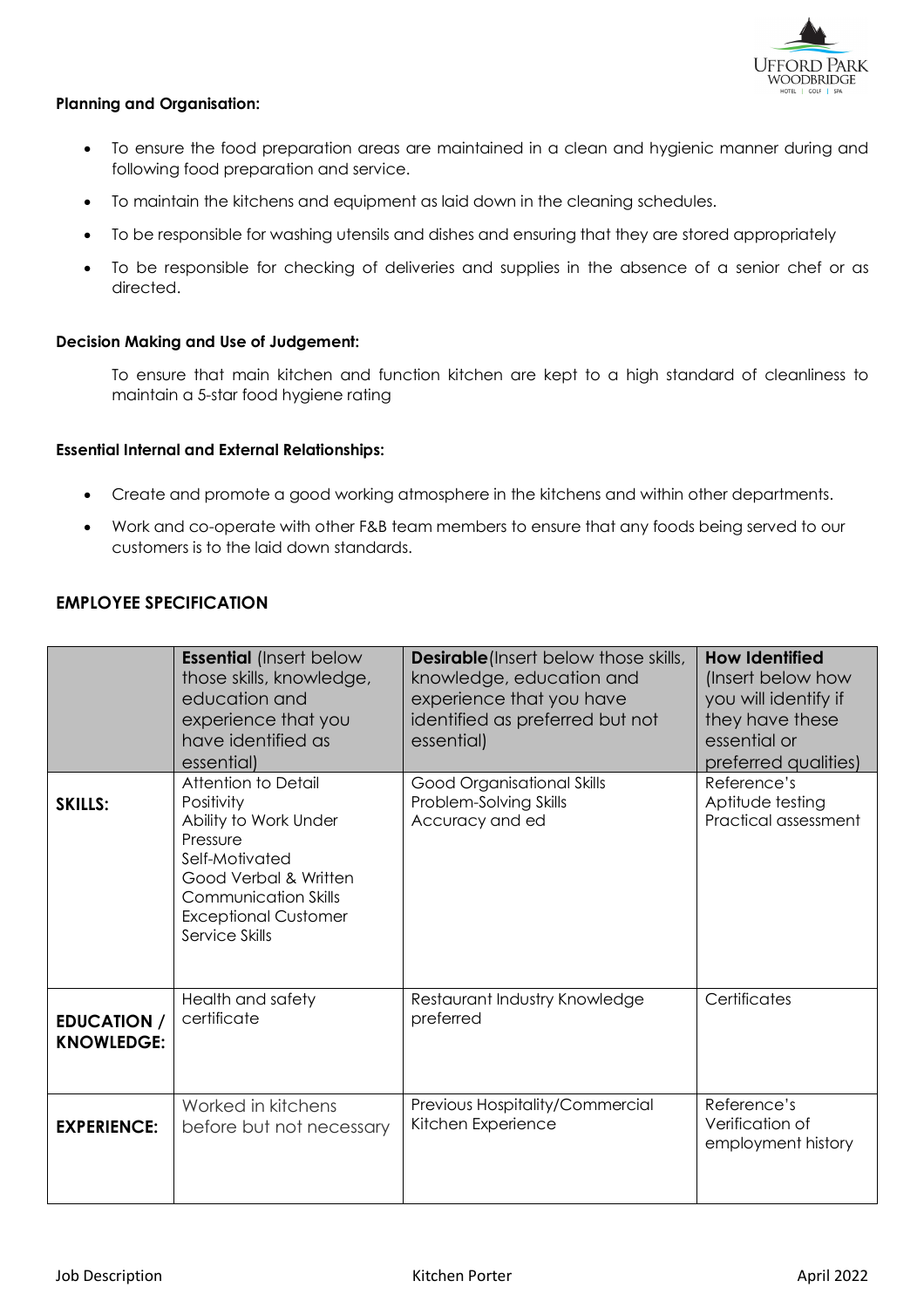**Planning and Organisation:**

- To ensure the food preparation areas are maintained in a clean and hygienic manner during and following food preparation and service.
- To maintain the kitchens and equipment as laid down in the cleaning schedules.
- To be responsible for washing utensils and dishes and ensuring that they are stored appropriately
- To be responsible for checking of deliveries and supplies in the absence of a senior chef or as directed.

**Decision Making and Use of Judgement:**

To ensure that main kitchen and function kitchen are kept to a high standard of cleanliness to maintain a 5-star food hygiene rating

**Essential Internal and External Relationships:**

- Create and promote a good working atmosphere in the kitchens and within other departments.
- Work and co-operate with other F&B team members to ensure that any foods being served to our customers is to the laid down standards.

## EMPLOYEE SPECIFICATION

| | **Essential** (Insert below those skills, knowledge, education and experience that you have identified as essential) | **Desirable**(Insert below those skills, knowledge, education and experience that you have identified as preferred but not essential) | **How Identified** (Insert below how you will identify if they have these essential or preferred qualities) |
|---|---|---|---|
| **SKILLS:** | Attention to Detail<br>Positivity<br>Ability to Work Under Pressure<br>Self-Motivated<br>Good Verbal & Written Communication Skills<br>Exceptional Customer Service Skills | Good Organisational Skills<br>Problem-Solving Skills<br>Accuracy and ed | Reference's<br>Aptitude testing<br>Practical assessment |
| **EDUCATION / KNOWLEDGE:** | Health and safety certificate | Restaurant Industry Knowledge preferred | Certificates |
| **EXPERIENCE:** | Worked in kitchens before but not necessary | Previous Hospitality/Commercial Kitchen Experience | Reference's<br>Verification of employment history |